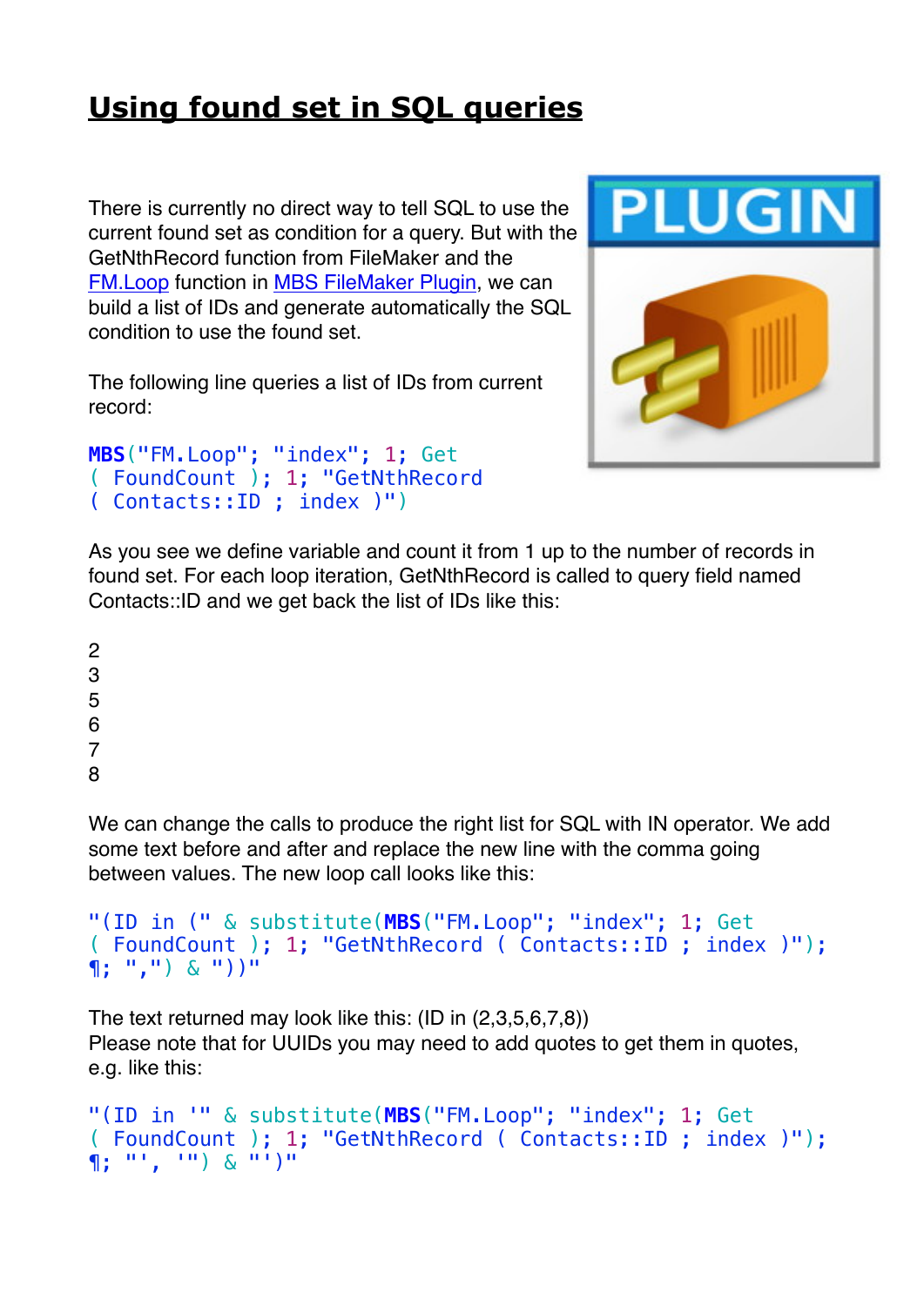# Using found set in SQL queries

There is currently no direct way to tell SQL to use the current found set as condition for a query. But with the GetNthRecord function from FileMaker and the FM.Loop function in MBS FileMaker Plugin, we can build a list of IDs and generate automatically the SQL condition to use the found set.

The following line queries a list of IDs from current record:

```
MBS("FM.Loop"; "index"; 1; Get
( FoundCount ); 1; "GetNthRecord
( Contacts::ID ; index )")
```

As you see we define variable and count it from 1 up to the number of records in found set. For each loop iteration, GetNthRecord is called to query field named Contacts::ID and we get back the list of IDs like this:

2
3
5
6
7
8

We can change the calls to produce the right list for SQL with IN operator. We add some text before and after and replace the new line with the comma going between values. The new loop call looks like this:

```
"(ID in (" & substitute(MBS("FM.Loop"; "index"; 1; Get
( FoundCount ); 1; "GetNthRecord ( Contacts::ID ; index )");
¶; ",") & "))"
```

The text returned may look like this: (ID in (2,3,5,6,7,8))
Please note that for UUIDs you may need to add quotes to get them in quotes, e.g. like this:

```
"(ID in '" & substitute(MBS("FM.Loop"; "index"; 1; Get
( FoundCount ); 1; "GetNthRecord ( Contacts::ID ; index )");
¶; "', '") & "')"
```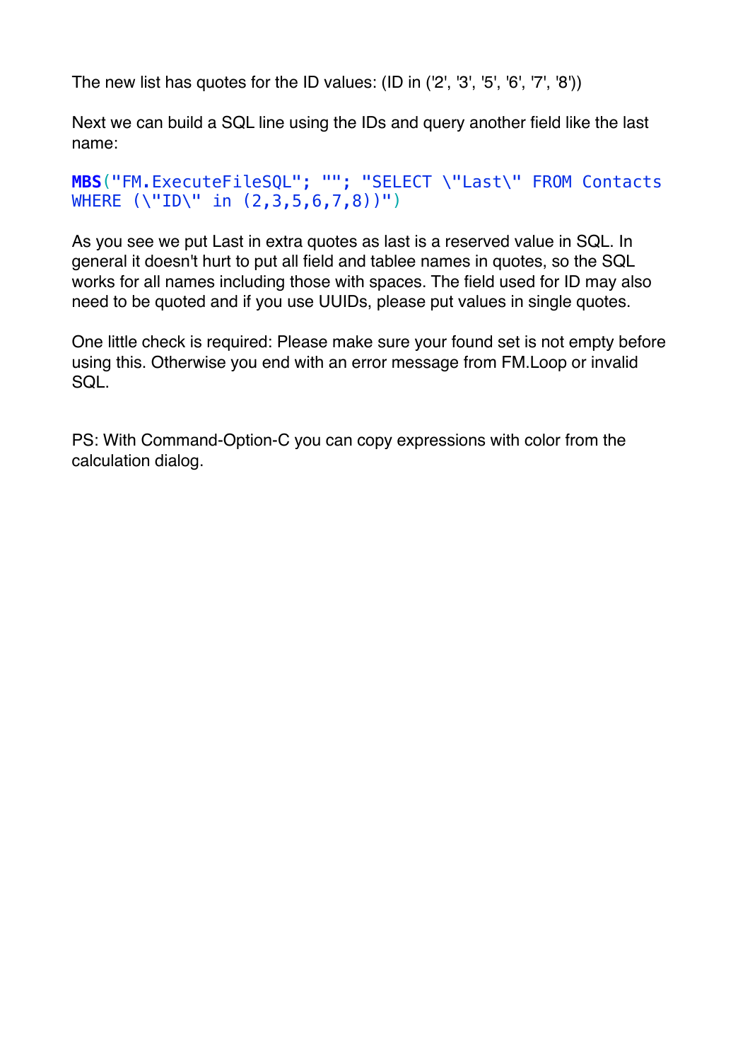The new list has quotes for the ID values: (ID in ('2', '3', '5', '6', '7', '8'))

Next we can build a SQL line using the IDs and query another field like the last name:

```
MBS("FM.ExecuteFileSQL"; ""; "SELECT \"Last\" FROM Contacts
WHERE (\"ID\" in (2,3,5,6,7,8))")
```

As you see we put Last in extra quotes as last is a reserved value in SQL. In general it doesn't hurt to put all field and tablee names in quotes, so the SQL works for all names including those with spaces. The field used for ID may also need to be quoted and if you use UUIDs, please put values in single quotes.

One little check is required: Please make sure your found set is not empty before using this. Otherwise you end with an error message from FM.Loop or invalid SQL.

PS: With Command-Option-C you can copy expressions with color from the calculation dialog.